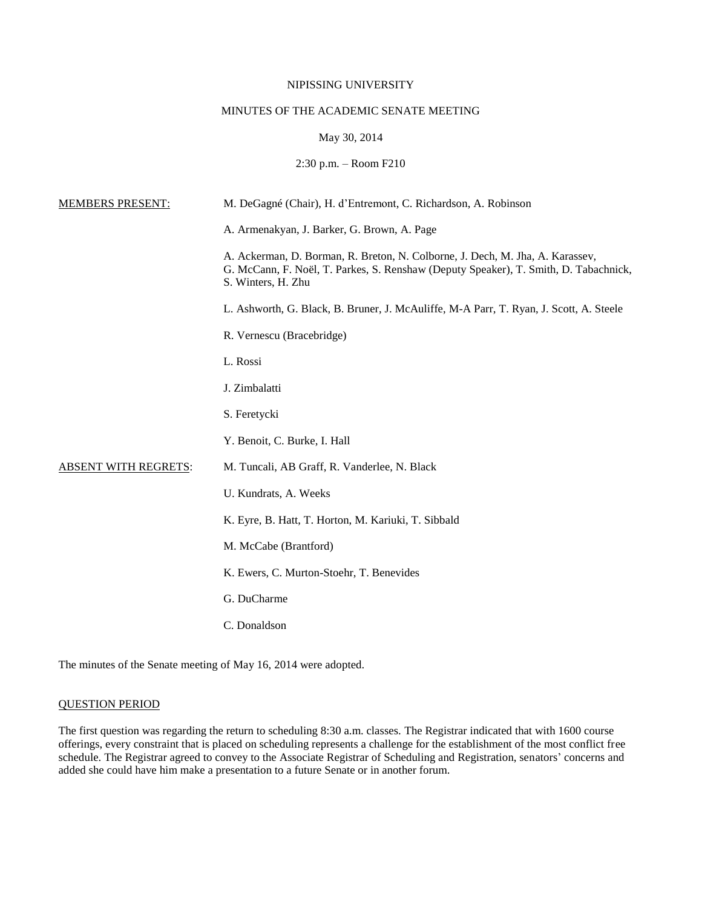NIPISSING UNIVERSITY

MINUTES OF THE ACADEMIC SENATE MEETING

May 30, 2014

2:30 p.m. – Room F210

<u>MEMBERS PRESENT:</u>

M. DeGagné (Chair), H. d'Entremont, C. Richardson, A. Robinson

A. Armenakyan, J. Barker, G. Brown, A. Page

A. Ackerman, D. Borman, R. Breton, N. Colborne, J. Dech, M. Jha, A. Karassev, G. McCann, F. Noël, T. Parkes, S. Renshaw (Deputy Speaker), T. Smith, D. Tabachnick, S. Winters, H. Zhu

L. Ashworth, G. Black, B. Bruner, J. McAuliffe, M-A Parr, T. Ryan, J. Scott, A. Steele

R. Vernescu (Bracebridge)

L. Rossi

J. Zimbalatti

S. Feretycki

Y. Benoit, C. Burke, I. Hall

<u>ABSENT WITH REGRETS:</u>

M. Tuncali, AB Graff, R. Vanderlee, N. Black

U. Kundrats, A. Weeks

K. Eyre, B. Hatt, T. Horton, M. Kariuki, T. Sibbald

M. McCabe (Brantford)

K. Ewers, C. Murton-Stoehr, T. Benevides

G. DuCharme

C. Donaldson

The minutes of the Senate meeting of May 16, 2014 were adopted.

<u>QUESTION PERIOD</u>

The first question was regarding the return to scheduling 8:30 a.m. classes. The Registrar indicated that with 1600 course offerings, every constraint that is placed on scheduling represents a challenge for the establishment of the most conflict free schedule. The Registrar agreed to convey to the Associate Registrar of Scheduling and Registration, senators' concerns and added she could have him make a presentation to a future Senate or in another forum.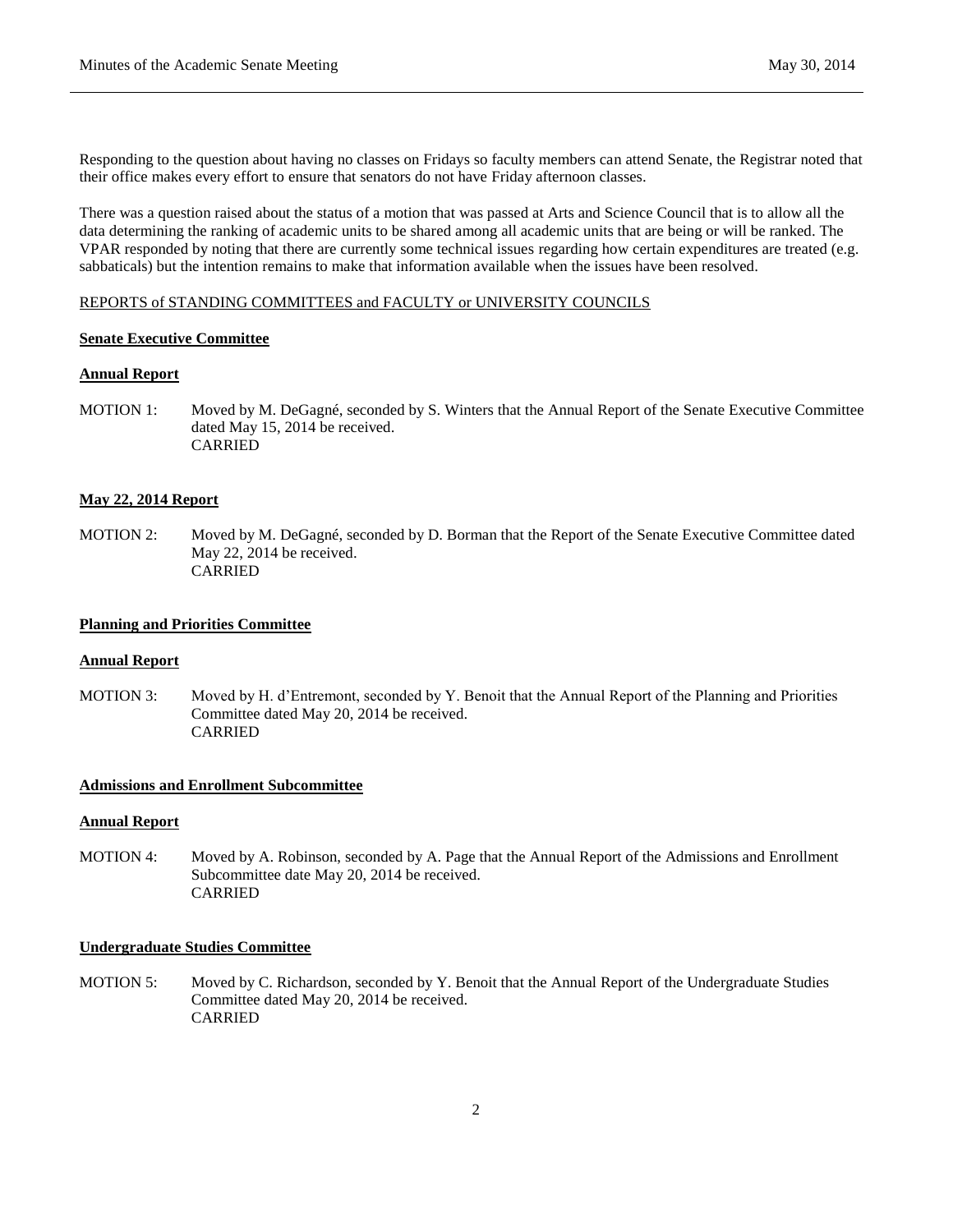Responding to the question about having no classes on Fridays so faculty members can attend Senate, the Registrar noted that their office makes every effort to ensure that senators do not have Friday afternoon classes.

There was a question raised about the status of a motion that was passed at Arts and Science Council that is to allow all the data determining the ranking of academic units to be shared among all academic units that are being or will be ranked. The VPAR responded by noting that there are currently some technical issues regarding how certain expenditures are treated (e.g. sabbaticals) but the intention remains to make that information available when the issues have been resolved.

REPORTS of STANDING COMMITTEES and FACULTY or UNIVERSITY COUNCILS

**Senate Executive Committee**

**Annual Report**

MOTION 1: Moved by M. DeGagné, seconded by S. Winters that the Annual Report of the Senate Executive Committee dated May 15, 2014 be received.
CARRIED

**May 22, 2014 Report**

MOTION 2: Moved by M. DeGagné, seconded by D. Borman that the Report of the Senate Executive Committee dated May 22, 2014 be received.
CARRIED

**Planning and Priorities Committee**

**Annual Report**

MOTION 3: Moved by H. d'Entremont, seconded by Y. Benoit that the Annual Report of the Planning and Priorities Committee dated May 20, 2014 be received.
CARRIED

**Admissions and Enrollment Subcommittee**

**Annual Report**

MOTION 4: Moved by A. Robinson, seconded by A. Page that the Annual Report of the Admissions and Enrollment Subcommittee date May 20, 2014 be received.
CARRIED

**Undergraduate Studies Committee**

MOTION 5: Moved by C. Richardson, seconded by Y. Benoit that the Annual Report of the Undergraduate Studies Committee dated May 20, 2014 be received.
CARRIED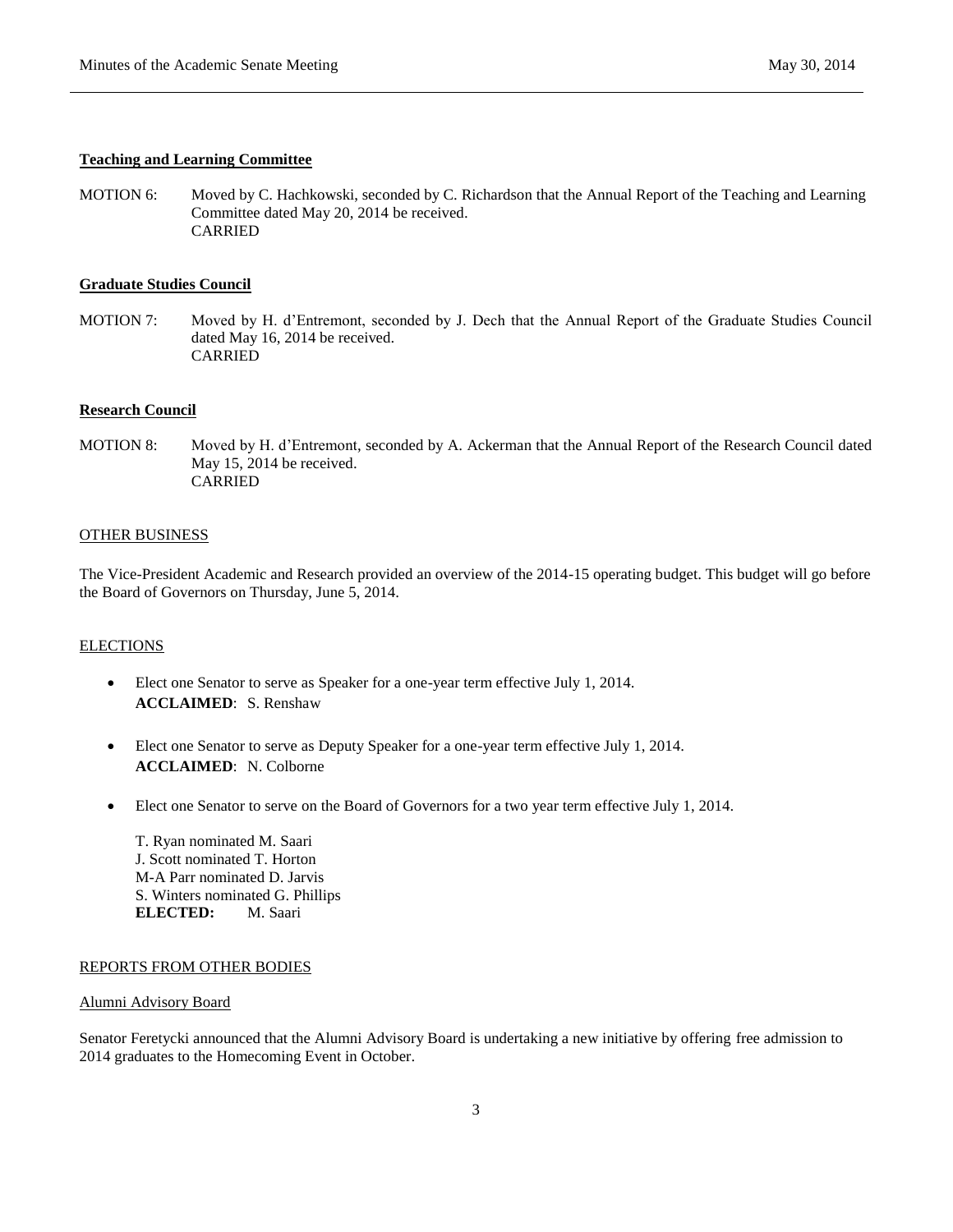**Teaching and Learning Committee**

MOTION 6: Moved by C. Hachkowski, seconded by C. Richardson that the Annual Report of the Teaching and Learning Committee dated May 20, 2014 be received.
CARRIED

**Graduate Studies Council**

MOTION 7: Moved by H. d'Entremont, seconded by J. Dech that the Annual Report of the Graduate Studies Council dated May 16, 2014 be received.
CARRIED

**Research Council**

MOTION 8: Moved by H. d'Entremont, seconded by A. Ackerman that the Annual Report of the Research Council dated May 15, 2014 be received.
CARRIED

OTHER BUSINESS

The Vice-President Academic and Research provided an overview of the 2014-15 operating budget. This budget will go before the Board of Governors on Thursday, June 5, 2014.

ELECTIONS

- Elect one Senator to serve as Speaker for a one-year term effective July 1, 2014.
  **ACCLAIMED**: S. Renshaw

- Elect one Senator to serve as Deputy Speaker for a one-year term effective July 1, 2014.
  **ACCLAIMED**: N. Colborne

- Elect one Senator to serve on the Board of Governors for a two year term effective July 1, 2014.

  T. Ryan nominated M. Saari
  J. Scott nominated T. Horton
  M-A Parr nominated D. Jarvis
  S. Winters nominated G. Phillips
  **ELECTED:** M. Saari

REPORTS FROM OTHER BODIES

Alumni Advisory Board

Senator Feretycki announced that the Alumni Advisory Board is undertaking a new initiative by offering free admission to 2014 graduates to the Homecoming Event in October.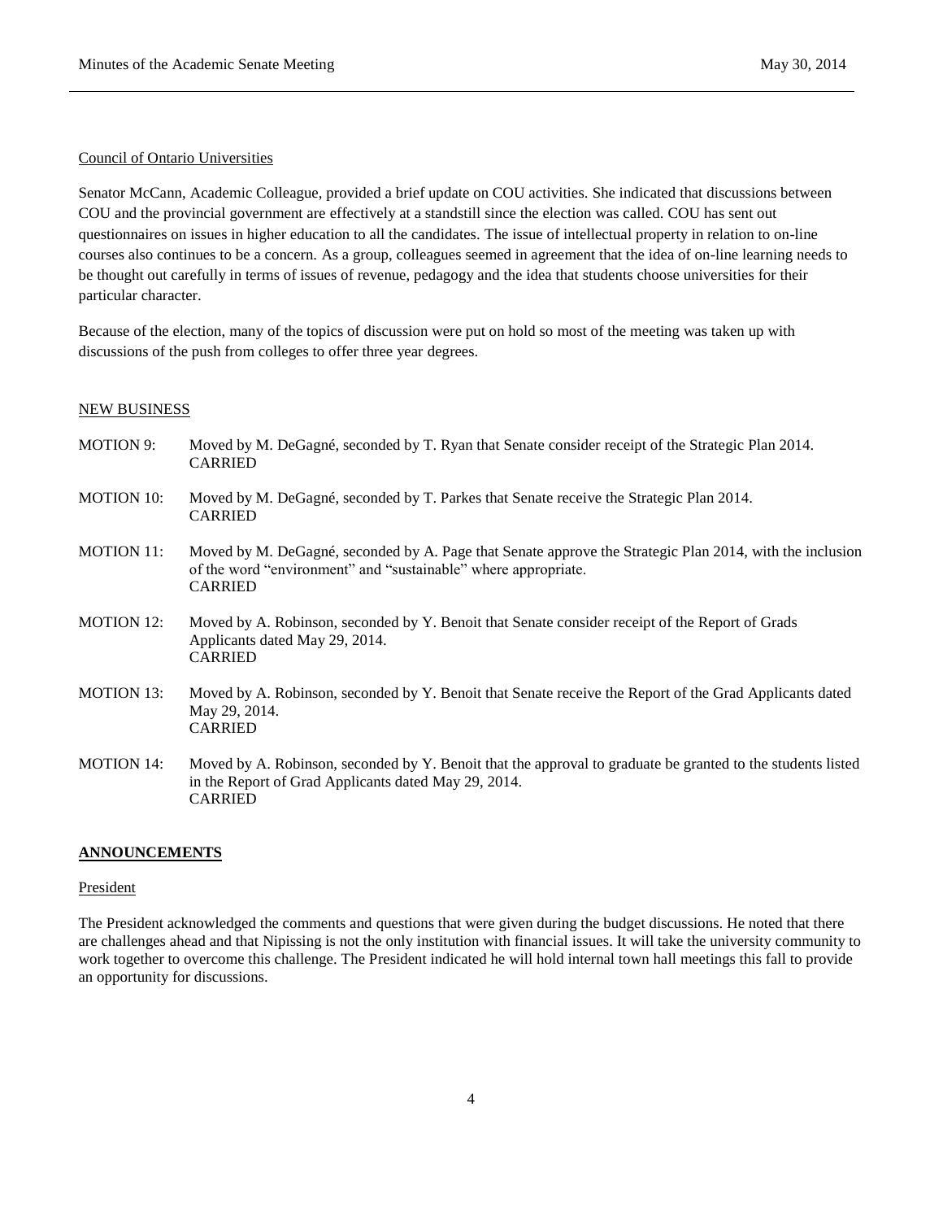Council of Ontario Universities

Senator McCann, Academic Colleague, provided a brief update on COU activities. She indicated that discussions between COU and the provincial government are effectively at a standstill since the election was called. COU has sent out questionnaires on issues in higher education to all the candidates. The issue of intellectual property in relation to on-line courses also continues to be a concern. As a group, colleagues seemed in agreement that the idea of on-line learning needs to be thought out carefully in terms of issues of revenue, pedagogy and the idea that students choose universities for their particular character.

Because of the election, many of the topics of discussion were put on hold so most of the meeting was taken up with discussions of the push from colleges to offer three year degrees.

## NEW BUSINESS

MOTION 9: Moved by M. DeGagné, seconded by T. Ryan that Senate consider receipt of the Strategic Plan 2014.
CARRIED

MOTION 10: Moved by M. DeGagné, seconded by T. Parkes that Senate receive the Strategic Plan 2014.
CARRIED

MOTION 11: Moved by M. DeGagné, seconded by A. Page that Senate approve the Strategic Plan 2014, with the inclusion of the word "environment" and "sustainable" where appropriate.
CARRIED

MOTION 12: Moved by A. Robinson, seconded by Y. Benoit that Senate consider receipt of the Report of Grads Applicants dated May 29, 2014.
CARRIED

MOTION 13: Moved by A. Robinson, seconded by Y. Benoit that Senate receive the Report of the Grad Applicants dated May 29, 2014.
CARRIED

MOTION 14: Moved by A. Robinson, seconded by Y. Benoit that the approval to graduate be granted to the students listed in the Report of Grad Applicants dated May 29, 2014.
CARRIED

## ANNOUNCEMENTS

President

The President acknowledged the comments and questions that were given during the budget discussions. He noted that there are challenges ahead and that Nipissing is not the only institution with financial issues. It will take the university community to work together to overcome this challenge. The President indicated he will hold internal town hall meetings this fall to provide an opportunity for discussions.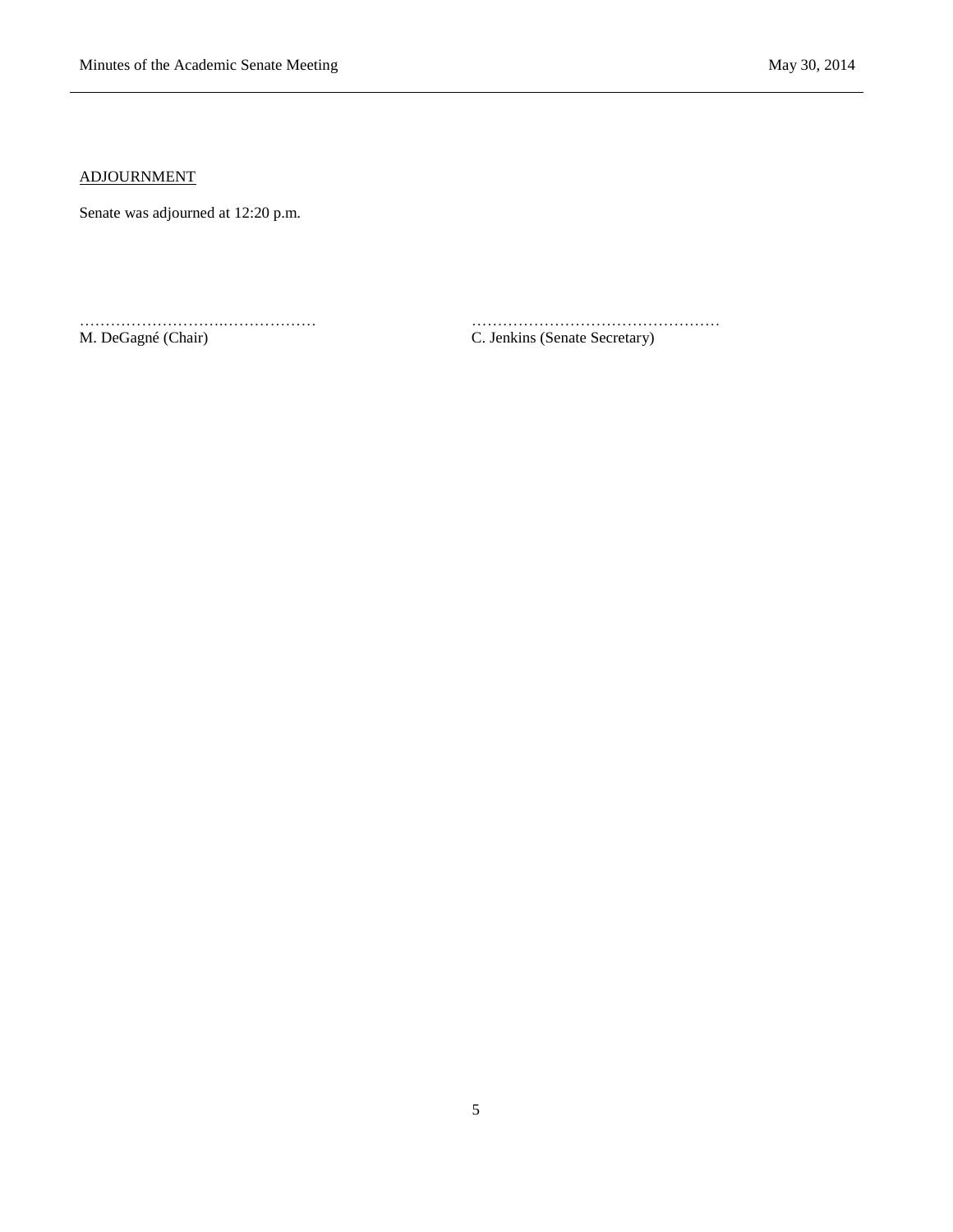<u>ADJOURNMENT</u>

Senate was adjourned at 12:20 p.m.

……………………….………………
M. DeGagné (Chair)

…………………………………………
C. Jenkins (Senate Secretary)